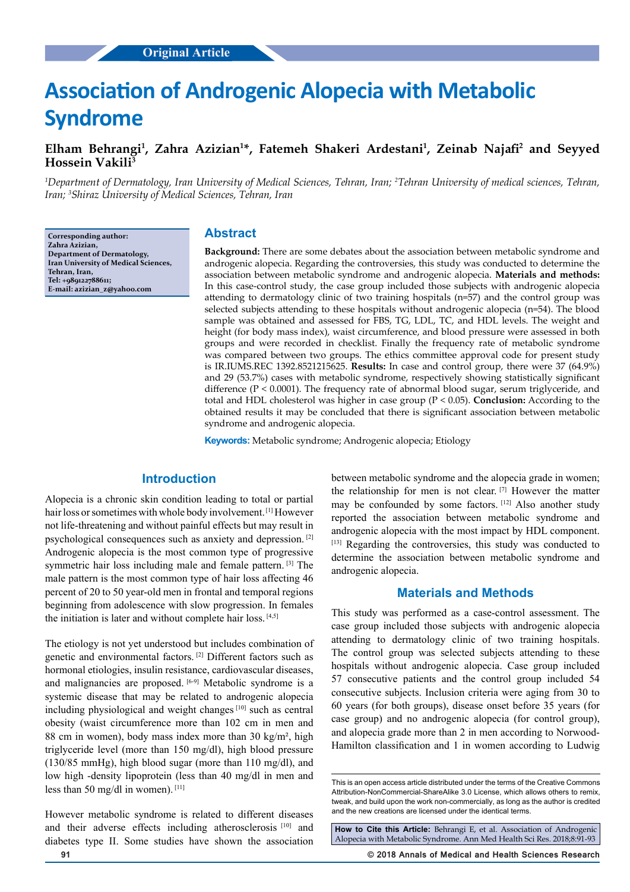Original Article

# Association of Androgenic Alopecia with Metabolic Syndrome

**Elham Behrangi[1], Zahra Azizian[1]*, Fatemeh Shakeri Ardestani[1], Zeinab Najafi[2] and Seyyed Hossein Vakili[3]**

*[1]Department of Dermatology, Iran University of Medical Sciences, Tehran, Iran; [2]Tehran University of medical sciences, Tehran, Iran; [3]Shiraz University of Medical Sciences, Tehran, Iran*

**Corresponding author:**
**Zahra Azizian,**
**Department of Dermatology,**
**Iran University of Medical Sciences,**
**Tehran, Iran,**
**Tel: +989122788611;**
**E-mail: azizian_z@yahoo.com**

## Abstract

**Background:** There are some debates about the association between metabolic syndrome and androgenic alopecia. Regarding the controversies, this study was conducted to determine the association between metabolic syndrome and androgenic alopecia. **Materials and methods:** In this case-control study, the case group included those subjects with androgenic alopecia attending to dermatology clinic of two training hospitals (n=57) and the control group was selected subjects attending to these hospitals without androgenic alopecia (n=54). The blood sample was obtained and assessed for FBS, TG, LDL, TC, and HDL levels. The weight and height (for body mass index), waist circumference, and blood pressure were assessed in both groups and were recorded in checklist. Finally the frequency rate of metabolic syndrome was compared between two groups. The ethics committee approval code for present study is IR.IUMS.REC 1392.8521215625. **Results:** In case and control group, there were 37 (64.9%) and 29 (53.7%) cases with metabolic syndrome, respectively showing statistically significant difference ($P < 0.0001$). The frequency rate of abnormal blood sugar, serum triglyceride, and total and HDL cholesterol was higher in case group ($P < 0.05$). **Conclusion:** According to the obtained results it may be concluded that there is significant association between metabolic syndrome and androgenic alopecia.

**Keywords:** Metabolic syndrome; Androgenic alopecia; Etiology

## Introduction

Alopecia is a chronic skin condition leading to total or partial hair loss or sometimes with whole body involvement.[1] However not life-threatening and without painful effects but may result in psychological consequences such as anxiety and depression.[2] Androgenic alopecia is the most common type of progressive symmetric hair loss including male and female pattern.[3] The male pattern is the most common type of hair loss affecting 46 percent of 20 to 50 year-old men in frontal and temporal regions beginning from adolescence with slow progression. In females the initiation is later and without complete hair loss.[4,5]

The etiology is not yet understood but includes combination of genetic and environmental factors.[2] Different factors such as hormonal etiologies, insulin resistance, cardiovascular diseases, and malignancies are proposed.[6-9] Metabolic syndrome is a systemic disease that may be related to androgenic alopecia including physiological and weight changes[10] such as central obesity (waist circumference more than 102 cm in men and 88 cm in women), body mass index more than 30 kg/m², high triglyceride level (more than 150 mg/dl), high blood pressure (130/85 mmHg), high blood sugar (more than 110 mg/dl), and low high -density lipoprotein (less than 40 mg/dl in men and less than 50 mg/dl in women).[11]

However metabolic syndrome is related to different diseases and their adverse effects including atherosclerosis[10] and diabetes type II. Some studies have shown the association between metabolic syndrome and the alopecia grade in women; the relationship for men is not clear.[7] However the matter may be confounded by some factors.[12] Also another study reported the association between metabolic syndrome and androgenic alopecia with the most impact by HDL component.[13] Regarding the controversies, this study was conducted to determine the association between metabolic syndrome and androgenic alopecia.

## Materials and Methods

This study was performed as a case-control assessment. The case group included those subjects with androgenic alopecia attending to dermatology clinic of two training hospitals. The control group was selected subjects attending to these hospitals without androgenic alopecia. Case group included 57 consecutive patients and the control group included 54 consecutive subjects. Inclusion criteria were aging from 30 to 60 years (for both groups), disease onset before 35 years (for case group) and no androgenic alopecia (for control group), and alopecia grade more than 2 in men according to Norwood-Hamilton classification and 1 in women according to Ludwig

This is an open access article distributed under the terms of the Creative Commons Attribution-NonCommercial-ShareAlike 3.0 License, which allows others to remix, tweak, and build upon the work non-commercially, as long as the author is credited and the new creations are licensed under the identical terms.

**How to Cite this Article:** Behrangi E, et al. Association of Androgenic Alopecia with Metabolic Syndrome. Ann Med Health Sci Res. 2018;8:91-93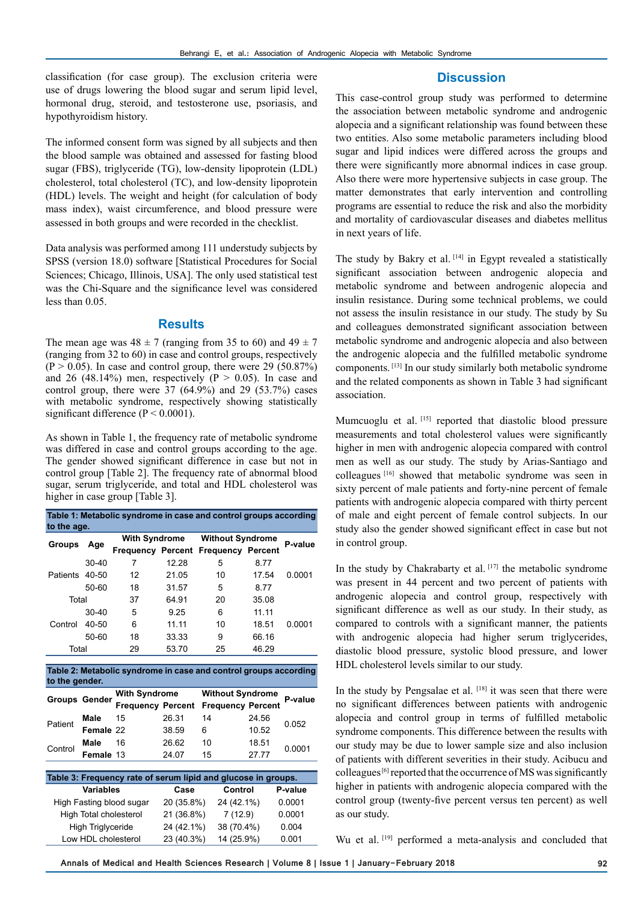classification (for case group). The exclusion criteria were use of drugs lowering the blood sugar and serum lipid level, hormonal drug, steroid, and testosterone use, psoriasis, and hypothyroidism history.

The informed consent form was signed by all subjects and then the blood sample was obtained and assessed for fasting blood sugar (FBS), triglyceride (TG), low-density lipoprotein (LDL) cholesterol, total cholesterol (TC), and low-density lipoprotein (HDL) levels. The weight and height (for calculation of body mass index), waist circumference, and blood pressure were assessed in both groups and were recorded in the checklist.

Data analysis was performed among 111 understudy subjects by SPSS (version 18.0) software [Statistical Procedures for Social Sciences; Chicago, Illinois, USA]. The only used statistical test was the Chi-Square and the significance level was considered less than 0.05.

## Results

The mean age was 48 ± 7 (ranging from 35 to 60) and 49 ± 7 (ranging from 32 to 60) in case and control groups, respectively ($P > 0.05$). In case and control group, there were 29 (50.87%) and 26 (48.14%) men, respectively ($P > 0.05$). In case and control group, there were 37 (64.9%) and 29 (53.7%) cases with metabolic syndrome, respectively showing statistically significant difference ($P < 0.0001$).

As shown in Table 1, the frequency rate of metabolic syndrome was differed in case and control groups according to the age. The gender showed significant difference in case but not in control group [Table 2]. The frequency rate of abnormal blood sugar, serum triglyceride, and total and HDL cholesterol was higher in case group [Table 3].

**Table 1: Metabolic syndrome in case and control groups according to the age.**

| Groups | Age | With Syndrome | | Without Syndrome | | P-value |
|---|---|---|---|---|---|---|
| | | Frequency | Percent | Frequency | Percent | |
| Patients | 30-40 | 7 | 12.28 | 5 | 8.77 | |
| | 40-50 | 12 | 21.05 | 10 | 17.54 | 0.0001 |
| | 50-60 | 18 | 31.57 | 5 | 8.77 | |
| Total | | 37 | 64.91 | 20 | 35.08 | |
| Control | 30-40 | 5 | 9.25 | 6 | 11.11 | |
| | 40-50 | 6 | 11.11 | 10 | 18.51 | 0.0001 |
| | 50-60 | 18 | 33.33 | 9 | 66.16 | |
| Total | | 29 | 53.70 | 25 | 46.29 | |

**Table 2: Metabolic syndrome in case and control groups according to the gender.**

| Groups | Gender | With Syndrome | | Without Syndrome | | P-value |
|---|---|---|---|---|---|---|
| | | Frequency | Percent | Frequency | Percent | |
| Patient | Male | 15 | 26.31 | 14 | 24.56 | 0.052 |
| | Female | 22 | 38.59 | 6 | 10.52 | |
| Control | Male | 16 | 26.62 | 10 | 18.51 | 0.0001 |
| | Female | 13 | 24.07 | 15 | 27.77 | |

**Table 3: Frequency rate of serum lipid and glucose in groups.**

| Variables | Case | Control | P-value |
|---|---|---|---|
| High Fasting blood sugar | 20 (35.8%) | 24 (42.1%) | 0.0001 |
| High Total cholesterol | 21 (36.8%) | 7 (12.9) | 0.0001 |
| High Triglyceride | 24 (42.1%) | 38 (70.4%) | 0.004 |
| Low HDL cholesterol | 23 (40.3%) | 14 (25.9%) | 0.001 |

## Discussion

This case-control group study was performed to determine the association between metabolic syndrome and androgenic alopecia and a significant relationship was found between these two entities. Also some metabolic parameters including blood sugar and lipid indices were differed across the groups and there were significantly more abnormal indices in case group. Also there were more hypertensive subjects in case group. The matter demonstrates that early intervention and controlling programs are essential to reduce the risk and also the morbidity and mortality of cardiovascular diseases and diabetes mellitus in next years of life.

The study by Bakry et al. [14] in Egypt revealed a statistically significant association between androgenic alopecia and metabolic syndrome and between androgenic alopecia and insulin resistance. During some technical problems, we could not assess the insulin resistance in our study. The study by Su and colleagues demonstrated significant association between metabolic syndrome and androgenic alopecia and also between the androgenic alopecia and the fulfilled metabolic syndrome components. [13] In our study similarly both metabolic syndrome and the related components as shown in Table 3 had significant association.

Mumcuoglu et al. [15] reported that diastolic blood pressure measurements and total cholesterol values were significantly higher in men with androgenic alopecia compared with control men as well as our study. The study by Arias-Santiago and colleagues [16] showed that metabolic syndrome was seen in sixty percent of male patients and forty-nine percent of female patients with androgenic alopecia compared with thirty percent of male and eight percent of female control subjects. In our study also the gender showed significant effect in case but not in control group.

In the study by Chakrabarty et al. [17] the metabolic syndrome was present in 44 percent and two percent of patients with androgenic alopecia and control group, respectively with significant difference as well as our study. In their study, as compared to controls with a significant manner, the patients with androgenic alopecia had higher serum triglycerides, diastolic blood pressure, systolic blood pressure, and lower HDL cholesterol levels similar to our study.

In the study by Pengsalae et al. [18] it was seen that there were no significant differences between patients with androgenic alopecia and control group in terms of fulfilled metabolic syndrome components. This difference between the results with our study may be due to lower sample size and also inclusion of patients with different severities in their study. Acibucu and colleagues [6] reported that the occurrence of MS was significantly higher in patients with androgenic alopecia compared with the control group (twenty-five percent versus ten percent) as well as our study.

Wu et al. [19] performed a meta-analysis and concluded that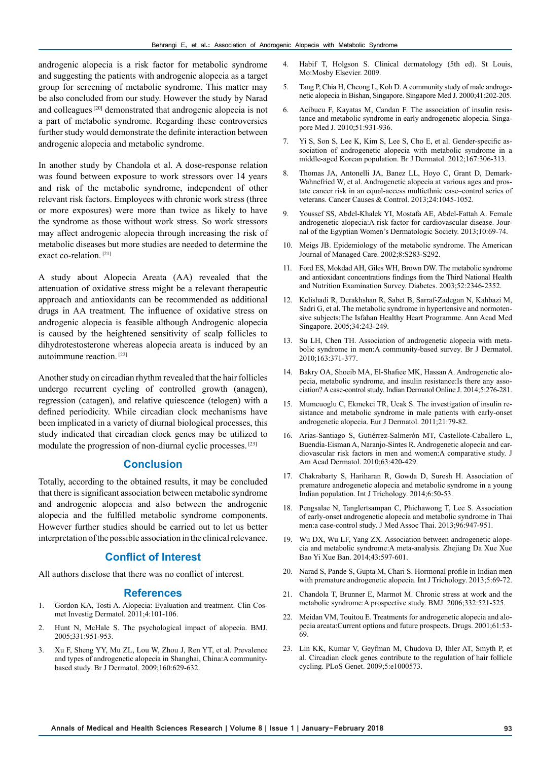androgenic alopecia is a risk factor for metabolic syndrome and suggesting the patients with androgenic alopecia as a target group for screening of metabolic syndrome. This matter may be also concluded from our study. However the study by Narad and colleagues [20] demonstrated that androgenic alopecia is not a part of metabolic syndrome. Regarding these controversies further study would demonstrate the definite interaction between androgenic alopecia and metabolic syndrome.

In another study by Chandola et al. A dose-response relation was found between exposure to work stressors over 14 years and risk of the metabolic syndrome, independent of other relevant risk factors. Employees with chronic work stress (three or more exposures) were more than twice as likely to have the syndrome as those without work stress. So work stressors may affect androgenic alopecia through increasing the risk of metabolic diseases but more studies are needed to determine the exact co-relation. [21]

A study about Alopecia Areata (AA) revealed that the attenuation of oxidative stress might be a relevant therapeutic approach and antioxidants can be recommended as additional drugs in AA treatment. The influence of oxidative stress on androgenic alopecia is feasible although Androgenic alopecia is caused by the heightened sensitivity of scalp follicles to dihydrotestosterone whereas alopecia areata is induced by an autoimmune reaction. [22]

Another study on circadian rhythm revealed that the hair follicles undergo recurrent cycling of controlled growth (anagen), regression (catagen), and relative quiescence (telogen) with a defined periodicity. While circadian clock mechanisms have been implicated in a variety of diurnal biological processes, this study indicated that circadian clock genes may be utilized to modulate the progression of non-diurnal cyclic processes. [23]

## Conclusion

Totally, according to the obtained results, it may be concluded that there is significant association between metabolic syndrome and androgenic alopecia and also between the androgenic alopecia and the fulfilled metabolic syndrome components. However further studies should be carried out to let us better interpretation of the possible association in the clinical relevance.

## Conflict of Interest

All authors disclose that there was no conflict of interest.

## References

1. Gordon KA, Tosti A. Alopecia: Evaluation and treatment. Clin Cosmet Investig Dermatol. 2011;4:101-106.
2. Hunt N, McHale S. The psychological impact of alopecia. BMJ. 2005;331:951-953.
3. Xu F, Sheng YY, Mu ZL, Lou W, Zhou J, Ren YT, et al. Prevalence and types of androgenetic alopecia in Shanghai, China:A community-based study. Br J Dermatol. 2009;160:629-632.
4. Habif T, Holgson S. Clinical dermatology (5th ed). St Louis, Mo:Mosby Elsevier. 2009.
5. Tang P, Chia H, Cheong L, Koh D. A community study of male androgenetic alopecia in Bishan, Singapore. Singapore Med J. 2000;41:202-205.
6. Acibucu F, Kayatas M, Candan F. The association of insulin resistance and metabolic syndrome in early androgenetic alopecia. Singapore Med J. 2010;51:931-936.
7. Yi S, Son S, Lee K, Kim S, Lee S, Cho E, et al. Gender-specific association of androgenetic alopecia with metabolic syndrome in a middle-aged Korean population. Br J Dermatol. 2012;167:306-313.
8. Thomas JA, Antonelli JA, Banez LL, Hoyo C, Grant D, Demark-Wahnefried W, et al. Androgenetic alopecia at various ages and prostate cancer risk in an equal-access multiethnic case–control series of veterans. Cancer Causes & Control. 2013;24:1045-1052.
9. Youssef SS, Abdel-Khalek YI, Mostafa AE, Abdel-Fattah A. Female androgenetic alopecia:A risk factor for cardiovascular disease. Journal of the Egyptian Women's Dermatologic Society. 2013;10:69-74.
10. Meigs JB. Epidemiology of the metabolic syndrome. The American Journal of Managed Care. 2002;8:S283-S292.
11. Ford ES, Mokdad AH, Giles WH, Brown DW. The metabolic syndrome and antioxidant concentrations findings from the Third National Health and Nutrition Examination Survey. Diabetes. 2003;52:2346-2352.
12. Kelishadi R, Derakhshan R, Sabet B, Sarraf-Zadegan N, Kahbazi M, Sadri G, et al. The metabolic syndrome in hypertensive and normotensive subjects:The Isfahan Healthy Heart Programme. Ann Acad Med Singapore. 2005;34:243-249.
13. Su LH, Chen TH. Association of androgenetic alopecia with metabolic syndrome in men:A community-based survey. Br J Dermatol. 2010;163:371-377.
14. Bakry OA, Shoeib MA, El-Shafiee MK, Hassan A. Androgenetic alopecia, metabolic syndrome, and insulin resistance:Is there any association? A case-control study. Indian Dermatol Online J. 2014;5:276-281.
15. Mumcuoglu C, Ekmekci TR, Ucak S. The investigation of insulin resistance and metabolic syndrome in male patients with early-onset androgenetic alopecia. Eur J Dermatol. 2011;21:79-82.
16. Arias-Santiago S, Gutiérrez-Salmerón MT, Castellote-Caballero L, Buendía-Eisman A, Naranjo-Sintes R. Androgenetic alopecia and cardiovascular risk factors in men and women:A comparative study. J Am Acad Dermatol. 2010;63:420-429.
17. Chakrabarty S, Hariharan R, Gowda D, Suresh H. Association of premature androgenetic alopecia and metabolic syndrome in a young Indian population. Int J Trichology. 2014;6:50-53.
18. Pengsalae N, Tanglertsampan C, Phichawong T, Lee S. Association of early-onset androgenetic alopecia and metabolic syndrome in Thai men:a case-control study. J Med Assoc Thai. 2013;96:947-951.
19. Wu DX, Wu LF, Yang ZX. Association between androgenetic alopecia and metabolic syndrome:A meta-analysis. Zhejiang Da Xue Xue Bao Yi Xue Ban. 2014;43:597-601.
20. Narad S, Pande S, Gupta M, Chari S. Hormonal profile in Indian men with premature androgenetic alopecia. Int J Trichology. 2013;5:69-72.
21. Chandola T, Brunner E, Marmot M. Chronic stress at work and the metabolic syndrome:A prospective study. BMJ. 2006;332:521-525.
22. Meidan VM, Touitou E. Treatments for androgenetic alopecia and alopecia areata:Current options and future prospects. Drugs. 2001;61:53-69.
23. Lin KK, Kumar V, Geyfman M, Chudova D, Ihler AT, Smyth P, et al. Circadian clock genes contribute to the regulation of hair follicle cycling. PLoS Genet. 2009;5:e1000573.